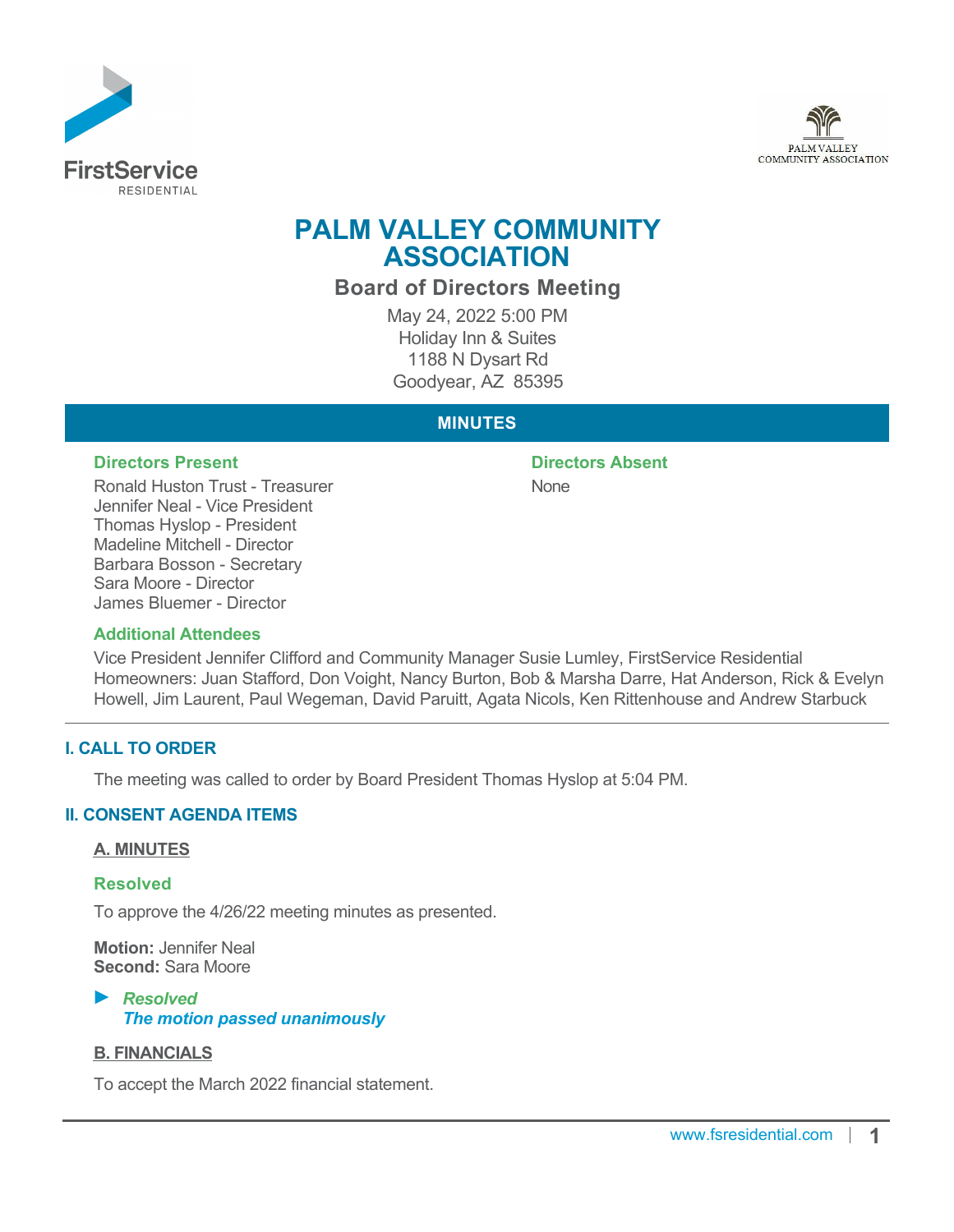# PALM VALLEY COMMUNITY ASSOCIATION

## Board of Directors Meeting

May 24, 2022 5:00 PM
Holiday Inn & Suites
1188 N Dysart Rd
Goodyear, AZ 85395

## MINUTES

### Directors Present

Ronald Huston Trust - Treasurer
Jennifer Neal - Vice President
Thomas Hyslop - President
Madeline Mitchell - Director
Barbara Bosson - Secretary
Sara Moore - Director
James Bluemer - Director

### Directors Absent

None

### Additional Attendees

Vice President Jennifer Clifford and Community Manager Susie Lumley, FirstService Residential
Homeowners: Juan Stafford, Don Voight, Nancy Burton, Bob & Marsha Darre, Hat Anderson, Rick & Evelyn Howell, Jim Laurent, Paul Wegeman, David Paruitt, Agata Nicols, Ken Rittenhouse and Andrew Starbuck

---

## I. CALL TO ORDER

The meeting was called to order by Board President Thomas Hyslop at 5:04 PM.

## II. CONSENT AGENDA ITEMS

### A. MINUTES

**Resolved**

To approve the 4/26/22 meeting minutes as presented.

**Motion:** Jennifer Neal
**Second:** Sara Moore

► ***Resolved***
***The motion passed unanimously***

### B. FINANCIALS

To accept the March 2022 financial statement.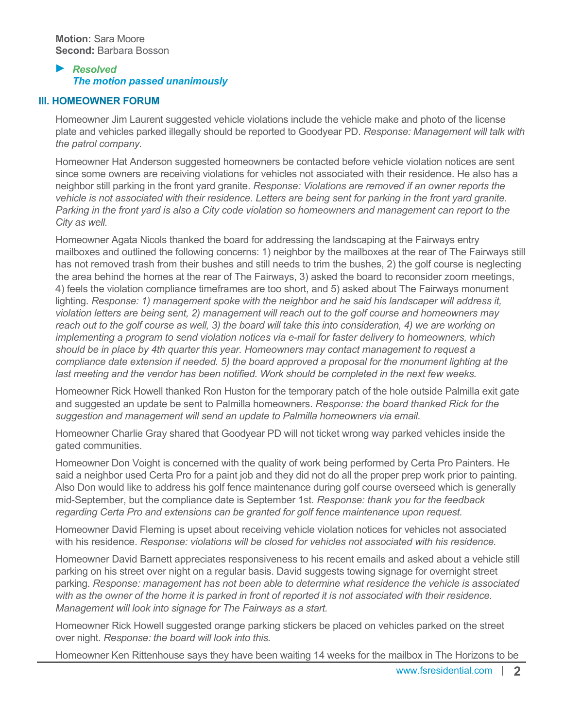**Motion:** Sara Moore
**Second:** Barbara Bosson

► ***Resolved***
***The motion passed unanimously***

## III. HOMEOWNER FORUM

Homeowner Jim Laurent suggested vehicle violations include the vehicle make and photo of the license plate and vehicles parked illegally should be reported to Goodyear PD. *Response: Management will talk with the patrol company.*

Homeowner Hat Anderson suggested homeowners be contacted before vehicle violation notices are sent since some owners are receiving violations for vehicles not associated with their residence. He also has a neighbor still parking in the front yard granite. *Response: Violations are removed if an owner reports the vehicle is not associated with their residence. Letters are being sent for parking in the front yard granite. Parking in the front yard is also a City code violation so homeowners and management can report to the City as well.*

Homeowner Agata Nicols thanked the board for addressing the landscaping at the Fairways entry mailboxes and outlined the following concerns: 1) neighbor by the mailboxes at the rear of The Fairways still has not removed trash from their bushes and still needs to trim the bushes, 2) the golf course is neglecting the area behind the homes at the rear of The Fairways, 3) asked the board to reconsider zoom meetings, 4) feels the violation compliance timeframes are too short, and 5) asked about The Fairways monument lighting. *Response: 1) management spoke with the neighbor and he said his landscaper will address it, violation letters are being sent, 2) management will reach out to the golf course and homeowners may reach out to the golf course as well, 3) the board will take this into consideration, 4) we are working on implementing a program to send violation notices via e-mail for faster delivery to homeowners, which should be in place by 4th quarter this year. Homeowners may contact management to request a compliance date extension if needed. 5) the board approved a proposal for the monument lighting at the last meeting and the vendor has been notified. Work should be completed in the next few weeks.*

Homeowner Rick Howell thanked Ron Huston for the temporary patch of the hole outside Palmilla exit gate and suggested an update be sent to Palmilla homeowners. *Response: the board thanked Rick for the suggestion and management will send an update to Palmilla homeowners via email.*

Homeowner Charlie Gray shared that Goodyear PD will not ticket wrong way parked vehicles inside the gated communities.

Homeowner Don Voight is concerned with the quality of work being performed by Certa Pro Painters. He said a neighbor used Certa Pro for a paint job and they did not do all the proper prep work prior to painting. Also Don would like to address his golf fence maintenance during golf course overseed which is generally mid-September, but the compliance date is September 1st. *Response: thank you for the feedback regarding Certa Pro and extensions can be granted for golf fence maintenance upon request.*

Homeowner David Fleming is upset about receiving vehicle violation notices for vehicles not associated with his residence. *Response: violations will be closed for vehicles not associated with his residence.*

Homeowner David Barnett appreciates responsiveness to his recent emails and asked about a vehicle still parking on his street over night on a regular basis. David suggests towing signage for overnight street parking. *Response: management has not been able to determine what residence the vehicle is associated with as the owner of the home it is parked in front of reported it is not associated with their residence. Management will look into signage for The Fairways as a start.*

Homeowner Rick Howell suggested orange parking stickers be placed on vehicles parked on the street over night. *Response: the board will look into this.*

Homeowner Ken Rittenhouse says they have been waiting 14 weeks for the mailbox in The Horizons to be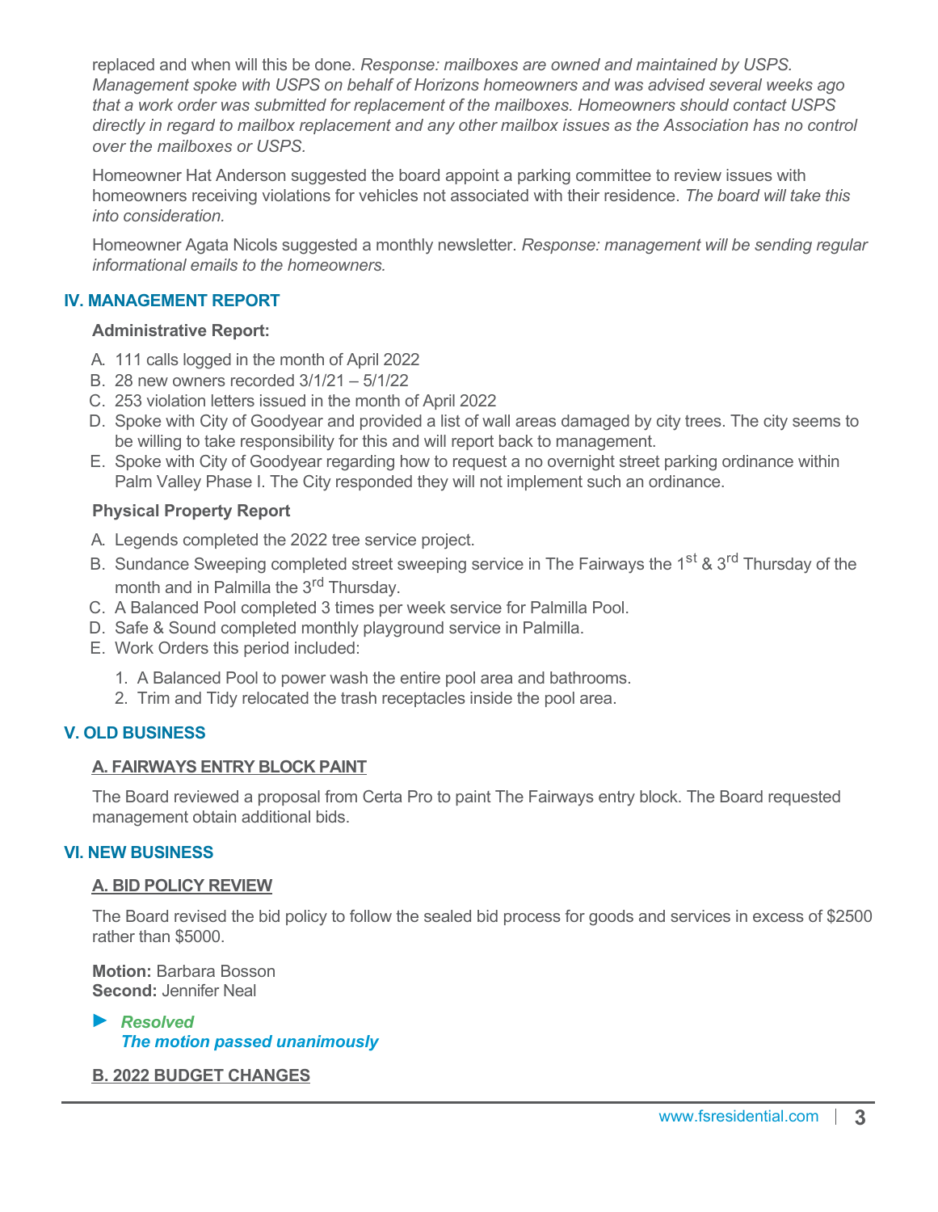replaced and when will this be done. *Response: mailboxes are owned and maintained by USPS. Management spoke with USPS on behalf of Horizons homeowners and was advised several weeks ago that a work order was submitted for replacement of the mailboxes. Homeowners should contact USPS directly in regard to mailbox replacement and any other mailbox issues as the Association has no control over the mailboxes or USPS.*

Homeowner Hat Anderson suggested the board appoint a parking committee to review issues with homeowners receiving violations for vehicles not associated with their residence. *The board will take this into consideration.*

Homeowner Agata Nicols suggested a monthly newsletter. *Response: management will be sending regular informational emails to the homeowners.*

## IV. MANAGEMENT REPORT

**Administrative Report:**

A. 111 calls logged in the month of April 2022
B. 28 new owners recorded 3/1/21 – 5/1/22
C. 253 violation letters issued in the month of April 2022
D. Spoke with City of Goodyear and provided a list of wall areas damaged by city trees. The city seems to be willing to take responsibility for this and will report back to management.
E. Spoke with City of Goodyear regarding how to request a no overnight street parking ordinance within Palm Valley Phase I. The City responded they will not implement such an ordinance.

**Physical Property Report**

A. Legends completed the 2022 tree service project.
B. Sundance Sweeping completed street sweeping service in The Fairways the 1st & 3rd Thursday of the month and in Palmilla the 3rd Thursday.
C. A Balanced Pool completed 3 times per week service for Palmilla Pool.
D. Safe & Sound completed monthly playground service in Palmilla.
E. Work Orders this period included:
   1. A Balanced Pool to power wash the entire pool area and bathrooms.
   2. Trim and Tidy relocated the trash receptacles inside the pool area.

## V. OLD BUSINESS

### A. FAIRWAYS ENTRY BLOCK PAINT

The Board reviewed a proposal from Certa Pro to paint The Fairways entry block. The Board requested management obtain additional bids.

## VI. NEW BUSINESS

### A. BID POLICY REVIEW

The Board revised the bid policy to follow the sealed bid process for goods and services in excess of $2500 rather than $5000.

**Motion:** Barbara Bosson
**Second:** Jennifer Neal

► ***Resolved***
***The motion passed unanimously***

### B. 2022 BUDGET CHANGES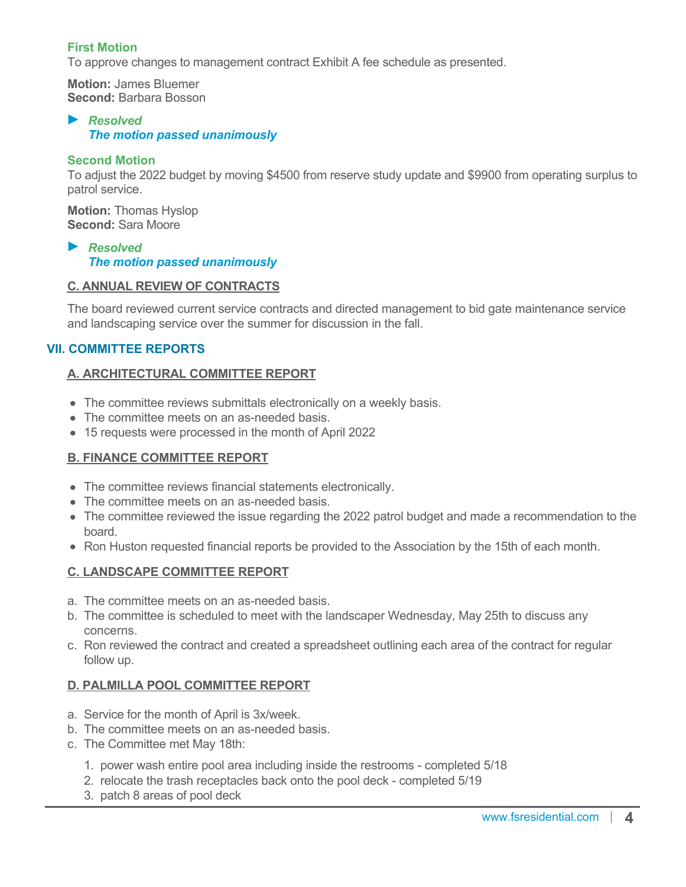**First Motion**
To approve changes to management contract Exhibit A fee schedule as presented.

**Motion:** James Bluemer
**Second:** Barbara Bosson

► ***Resolved***
***The motion passed unanimously***

**Second Motion**
To adjust the 2022 budget by moving $4500 from reserve study update and $9900 from operating surplus to patrol service.

**Motion:** Thomas Hyslop
**Second:** Sara Moore

► ***Resolved***
***The motion passed unanimously***

### C. ANNUAL REVIEW OF CONTRACTS

The board reviewed current service contracts and directed management to bid gate maintenance service and landscaping service over the summer for discussion in the fall.

## VII. COMMITTEE REPORTS

### A. ARCHITECTURAL COMMITTEE REPORT

- The committee reviews submittals electronically on a weekly basis.
- The committee meets on an as-needed basis.
- 15 requests were processed in the month of April 2022

### B. FINANCE COMMITTEE REPORT

- The committee reviews financial statements electronically.
- The committee meets on an as-needed basis.
- The committee reviewed the issue regarding the 2022 patrol budget and made a recommendation to the board.
- Ron Huston requested financial reports be provided to the Association by the 15th of each month.

### C. LANDSCAPE COMMITTEE REPORT

a. The committee meets on an as-needed basis.
b. The committee is scheduled to meet with the landscaper Wednesday, May 25th to discuss any concerns.
c. Ron reviewed the contract and created a spreadsheet outlining each area of the contract for regular follow up.

### D. PALMILLA POOL COMMITTEE REPORT

a. Service for the month of April is 3x/week.
b. The committee meets on an as-needed basis.
c. The Committee met May 18th:
   1. power wash entire pool area including inside the restrooms - completed 5/18
   2. relocate the trash receptacles back onto the pool deck - completed 5/19
   3. patch 8 areas of pool deck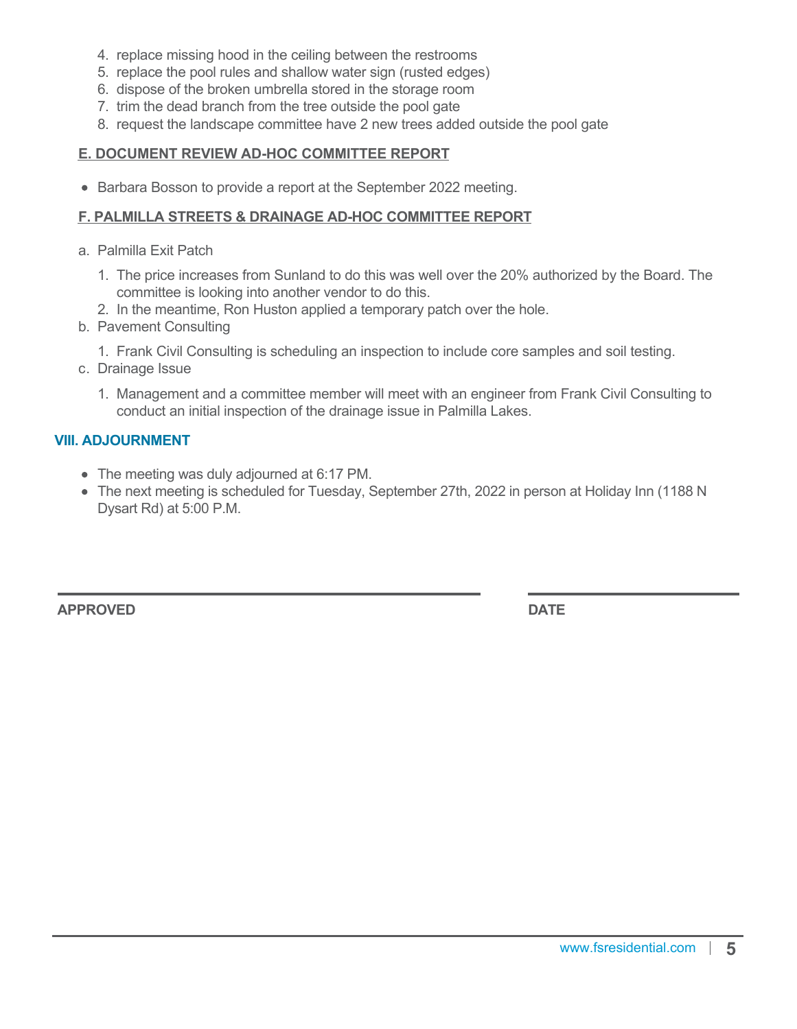4. replace missing hood in the ceiling between the restrooms
5. replace the pool rules and shallow water sign (rusted edges)
6. dispose of the broken umbrella stored in the storage room
7. trim the dead branch from the tree outside the pool gate
8. request the landscape committee have 2 new trees added outside the pool gate

### E. DOCUMENT REVIEW AD-HOC COMMITTEE REPORT

- Barbara Bosson to provide a report at the September 2022 meeting.

### F. PALMILLA STREETS & DRAINAGE AD-HOC COMMITTEE REPORT

a. Palmilla Exit Patch
   1. The price increases from Sunland to do this was well over the 20% authorized by the Board. The committee is looking into another vendor to do this.
   2. In the meantime, Ron Huston applied a temporary patch over the hole.

b. Pavement Consulting
   1. Frank Civil Consulting is scheduling an inspection to include core samples and soil testing.

c. Drainage Issue
   1. Management and a committee member will meet with an engineer from Frank Civil Consulting to conduct an initial inspection of the drainage issue in Palmilla Lakes.

## VIII. ADJOURNMENT

- The meeting was duly adjourned at 6:17 PM.
- The next meeting is scheduled for Tuesday, September 27th, 2022 in person at Holiday Inn (1188 N Dysart Rd) at 5:00 P.M.

**APPROVED** **DATE**